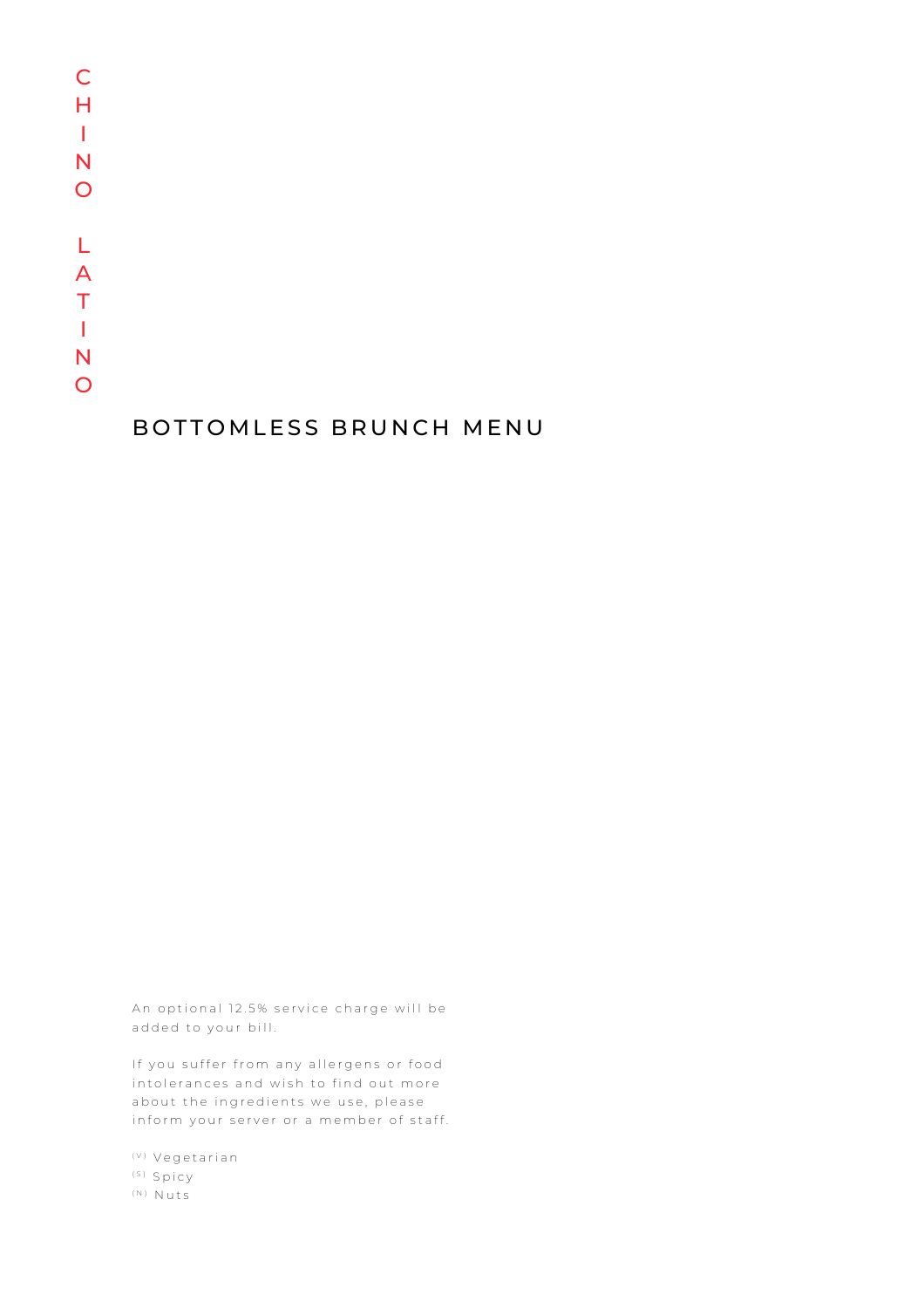# CHINO LATINO

## BOTTOMLESS BRUNCH MENU

An optional 12.5% service charge will be added to your bill.

If you suffer from any allergens or food intolerances and wish to find out more about the ingredients we use, please inform your server or a member of staff.

(V) Vegetarian
(S) Spicy
(N) Nuts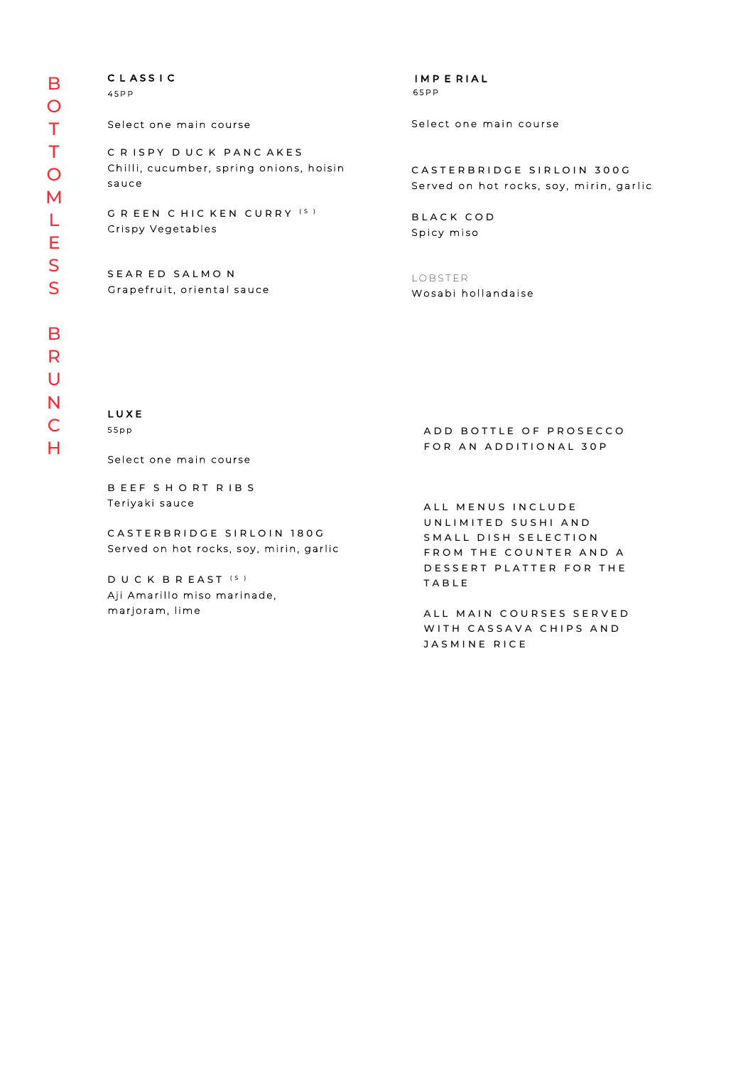# BOTTOMLESS BRUNCH

## CLASSIC

45PP

Select one main course

**CRISPY DUCK PANCAKES**
Chilli, cucumber, spring onions, hoisin sauce

**GREEN CHICKEN CURRY** (S)
Crispy Vegetables

**SEARED SALMON**
Grapefruit, oriental sauce

## IMPERIAL

65PP

Select one main course

**CASTERBRIDGE SIRLOIN 300G**
Served on hot rocks, soy, mirin, garlic

**BLACK COD**
Spicy miso

LOBSTER
Wosabi hollandaise

## LUXE

55pp

Select one main course

**BEEF SHORT RIBS**
Teriyaki sauce

**CASTERBRIDGE SIRLOIN 180G**
Served on hot rocks, soy, mirin, garlic

**DUCK BREAST** (S)
Aji Amarillo miso marinade, marjoram, lime

ADD BOTTLE OF PROSECCO FOR AN ADDITIONAL 30P

ALL MENUS INCLUDE UNLIMITED SUSHI AND SMALL DISH SELECTION FROM THE COUNTER AND A DESSERT PLATTER FOR THE TABLE

ALL MAIN COURSES SERVED WITH CASSAVA CHIPS AND JASMINE RICE